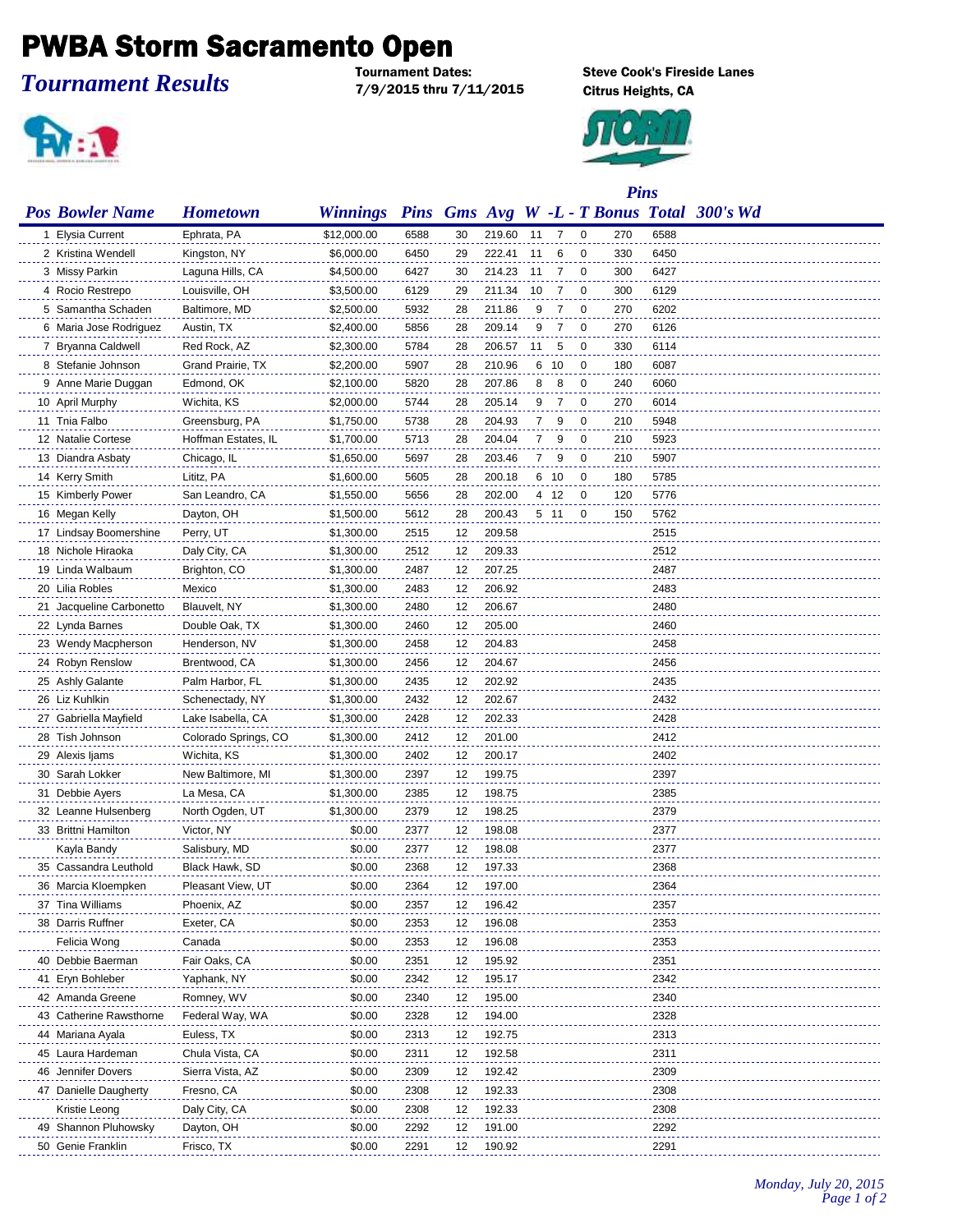# PWBA Storm Sacramento Open

*Tournament Results*

**Tournament Dates:**
**7/9/2015 thru 7/11/2015**

**Steve Cook's Fireside Lanes**
**Citrus Heights, CA**

| Pos | Bowler Name | Hometown | Winnings | Pins | Gms | Avg | W | L | T | Pins Bonus | Total | 300's | Wd |
|---|---|---|---|---|---|---|---|---|---|---|---|---|---|
| 1 | Elysia Current | Ephrata, PA | $12,000.00 | 6588 | 30 | 219.60 | 11 | 7 | 0 | 270 | 6588 | | |
| 2 | Kristina Wendell | Kingston, NY | $6,000.00 | 6450 | 29 | 222.41 | 11 | 6 | 0 | 330 | 6450 | | |
| 3 | Missy Parkin | Laguna Hills, CA | $4,500.00 | 6427 | 30 | 214.23 | 11 | 7 | 0 | 300 | 6427 | | |
| 4 | Rocio Restrepo | Louisville, OH | $3,500.00 | 6129 | 29 | 211.34 | 10 | 7 | 0 | 300 | 6129 | | |
| 5 | Samantha Schaden | Baltimore, MD | $2,500.00 | 5932 | 28 | 211.86 | 9 | 7 | 0 | 270 | 6202 | | |
| 6 | Maria Jose Rodriguez | Austin, TX | $2,400.00 | 5856 | 28 | 209.14 | 9 | 7 | 0 | 270 | 6126 | | |
| 7 | Bryanna Caldwell | Red Rock, AZ | $2,300.00 | 5784 | 28 | 206.57 | 11 | 5 | 0 | 330 | 6114 | | |
| 8 | Stefanie Johnson | Grand Prairie, TX | $2,200.00 | 5907 | 28 | 210.96 | 6 | 10 | 0 | 180 | 6087 | | |
| 9 | Anne Marie Duggan | Edmond, OK | $2,100.00 | 5820 | 28 | 207.86 | 8 | 8 | 0 | 240 | 6060 | | |
| 10 | April Murphy | Wichita, KS | $2,000.00 | 5744 | 28 | 205.14 | 9 | 7 | 0 | 270 | 6014 | | |
| 11 | Tnia Falbo | Greensburg, PA | $1,750.00 | 5738 | 28 | 204.93 | 7 | 9 | 0 | 210 | 5948 | | |
| 12 | Natalie Cortese | Hoffman Estates, IL | $1,700.00 | 5713 | 28 | 204.04 | 7 | 9 | 0 | 210 | 5923 | | |
| 13 | Diandra Asbaty | Chicago, IL | $1,650.00 | 5697 | 28 | 203.46 | 7 | 9 | 0 | 210 | 5907 | | |
| 14 | Kerry Smith | Lititz, PA | $1,600.00 | 5605 | 28 | 200.18 | 6 | 10 | 0 | 180 | 5785 | | |
| 15 | Kimberly Power | San Leandro, CA | $1,550.00 | 5656 | 28 | 202.00 | 4 | 12 | 0 | 120 | 5776 | | |
| 16 | Megan Kelly | Dayton, OH | $1,500.00 | 5612 | 28 | 200.43 | 5 | 11 | 0 | 150 | 5762 | | |
| 17 | Lindsay Boomershine | Perry, UT | $1,300.00 | 2515 | 12 | 209.58 | | | | | 2515 | | |
| 18 | Nichole Hiraoka | Daly City, CA | $1,300.00 | 2512 | 12 | 209.33 | | | | | 2512 | | |
| 19 | Linda Walbaum | Brighton, CO | $1,300.00 | 2487 | 12 | 207.25 | | | | | 2487 | | |
| 20 | Lilia Robles | Mexico | $1,300.00 | 2483 | 12 | 206.92 | | | | | 2483 | | |
| 21 | Jacqueline Carbonetto | Blauvelt, NY | $1,300.00 | 2480 | 12 | 206.67 | | | | | 2480 | | |
| 22 | Lynda Barnes | Double Oak, TX | $1,300.00 | 2460 | 12 | 205.00 | | | | | 2460 | | |
| 23 | Wendy Macpherson | Henderson, NV | $1,300.00 | 2458 | 12 | 204.83 | | | | | 2458 | | |
| 24 | Robyn Renslow | Brentwood, CA | $1,300.00 | 2456 | 12 | 204.67 | | | | | 2456 | | |
| 25 | Ashly Galante | Palm Harbor, FL | $1,300.00 | 2435 | 12 | 202.92 | | | | | 2435 | | |
| 26 | Liz Kuhlkin | Schenectady, NY | $1,300.00 | 2432 | 12 | 202.67 | | | | | 2432 | | |
| 27 | Gabriella Mayfield | Lake Isabella, CA | $1,300.00 | 2428 | 12 | 202.33 | | | | | 2428 | | |
| 28 | Tish Johnson | Colorado Springs, CO | $1,300.00 | 2412 | 12 | 201.00 | | | | | 2412 | | |
| 29 | Alexis Ijams | Wichita, KS | $1,300.00 | 2402 | 12 | 200.17 | | | | | 2402 | | |
| 30 | Sarah Lokker | New Baltimore, MI | $1,300.00 | 2397 | 12 | 199.75 | | | | | 2397 | | |
| 31 | Debbie Ayers | La Mesa, CA | $1,300.00 | 2385 | 12 | 198.75 | | | | | 2385 | | |
| 32 | Leanne Hulsenberg | North Ogden, UT | $1,300.00 | 2379 | 12 | 198.25 | | | | | 2379 | | |
| 33 | Brittni Hamilton | Victor, NY | $0.00 | 2377 | 12 | 198.08 | | | | | 2377 | | |
| | Kayla Bandy | Salisbury, MD | $0.00 | 2377 | 12 | 198.08 | | | | | 2377 | | |
| 35 | Cassandra Leuthold | Black Hawk, SD | $0.00 | 2368 | 12 | 197.33 | | | | | 2368 | | |
| 36 | Marcia Kloempken | Pleasant View, UT | $0.00 | 2364 | 12 | 197.00 | | | | | 2364 | | |
| 37 | Tina Williams | Phoenix, AZ | $0.00 | 2357 | 12 | 196.42 | | | | | 2357 | | |
| 38 | Darris Ruffner | Exeter, CA | $0.00 | 2353 | 12 | 196.08 | | | | | 2353 | | |
| | Felicia Wong | Canada | $0.00 | 2353 | 12 | 196.08 | | | | | 2353 | | |
| 40 | Debbie Baerman | Fair Oaks, CA | $0.00 | 2351 | 12 | 195.92 | | | | | 2351 | | |
| 41 | Eryn Bohleber | Yaphank, NY | $0.00 | 2342 | 12 | 195.17 | | | | | 2342 | | |
| 42 | Amanda Greene | Romney, WV | $0.00 | 2340 | 12 | 195.00 | | | | | 2340 | | |
| 43 | Catherine Rawsthorne | Federal Way, WA | $0.00 | 2328 | 12 | 194.00 | | | | | 2328 | | |
| 44 | Mariana Ayala | Euless, TX | $0.00 | 2313 | 12 | 192.75 | | | | | 2313 | | |
| 45 | Laura Hardeman | Chula Vista, CA | $0.00 | 2311 | 12 | 192.58 | | | | | 2311 | | |
| 46 | Jennifer Dovers | Sierra Vista, AZ | $0.00 | 2309 | 12 | 192.42 | | | | | 2309 | | |
| 47 | Danielle Daugherty | Fresno, CA | $0.00 | 2308 | 12 | 192.33 | | | | | 2308 | | |
| | Kristie Leong | Daly City, CA | $0.00 | 2308 | 12 | 192.33 | | | | | 2308 | | |
| 49 | Shannon Pluhowsky | Dayton, OH | $0.00 | 2292 | 12 | 191.00 | | | | | 2292 | | |
| 50 | Genie Franklin | Frisco, TX | $0.00 | 2291 | 12 | 190.92 | | | | | 2291 | | |

*Monday, July 20, 2015*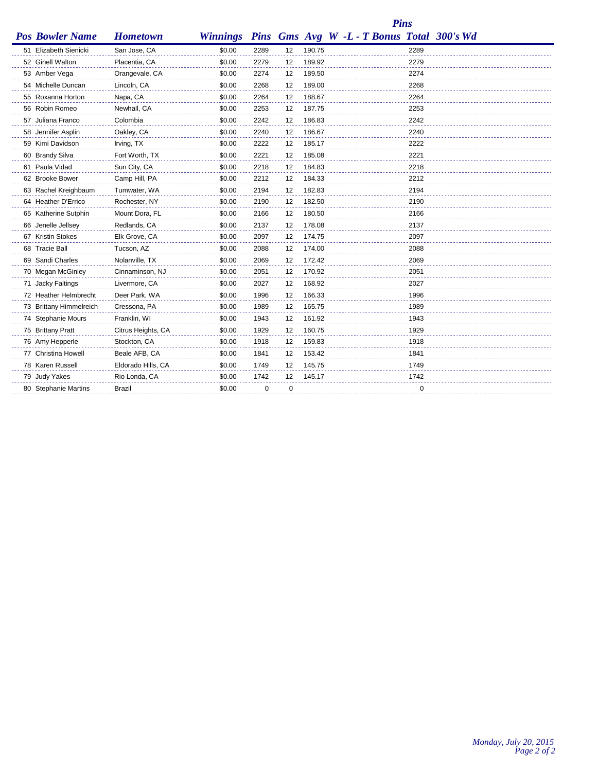| Pos | Bowler Name | Hometown | Winnings | Pins | Gms | Avg | W -L - T | Pins Bonus | Pins Total | 300's | Wd |
|---|---|---|---|---|---|---|---|---|---|---|---|
| 51 | Elizabeth Sienicki | San Jose, CA | $0.00 | 2289 | 12 | 190.75 | | | 2289 | | |
| 52 | Ginell Walton | Placentia, CA | $0.00 | 2279 | 12 | 189.92 | | | 2279 | | |
| 53 | Amber Vega | Orangevale, CA | $0.00 | 2274 | 12 | 189.50 | | | 2274 | | |
| 54 | Michelle Duncan | Lincoln, CA | $0.00 | 2268 | 12 | 189.00 | | | 2268 | | |
| 55 | Roxanna Horton | Napa, CA | $0.00 | 2264 | 12 | 188.67 | | | 2264 | | |
| 56 | Robin Romeo | Newhall, CA | $0.00 | 2253 | 12 | 187.75 | | | 2253 | | |
| 57 | Juliana Franco | Colombia | $0.00 | 2242 | 12 | 186.83 | | | 2242 | | |
| 58 | Jennifer Asplin | Oakley, CA | $0.00 | 2240 | 12 | 186.67 | | | 2240 | | |
| 59 | Kimi Davidson | Irving, TX | $0.00 | 2222 | 12 | 185.17 | | | 2222 | | |
| 60 | Brandy Silva | Fort Worth, TX | $0.00 | 2221 | 12 | 185.08 | | | 2221 | | |
| 61 | Paula Vidad | Sun City, CA | $0.00 | 2218 | 12 | 184.83 | | | 2218 | | |
| 62 | Brooke Bower | Camp Hill, PA | $0.00 | 2212 | 12 | 184.33 | | | 2212 | | |
| 63 | Rachel Kreighbaum | Tumwater, WA | $0.00 | 2194 | 12 | 182.83 | | | 2194 | | |
| 64 | Heather D'Errico | Rochester, NY | $0.00 | 2190 | 12 | 182.50 | | | 2190 | | |
| 65 | Katherine Sutphin | Mount Dora, FL | $0.00 | 2166 | 12 | 180.50 | | | 2166 | | |
| 66 | Jenelle Jellsey | Redlands, CA | $0.00 | 2137 | 12 | 178.08 | | | 2137 | | |
| 67 | Kristin Stokes | Elk Grove, CA | $0.00 | 2097 | 12 | 174.75 | | | 2097 | | |
| 68 | Tracie Ball | Tucson, AZ | $0.00 | 2088 | 12 | 174.00 | | | 2088 | | |
| 69 | Sandi Charles | Nolanville, TX | $0.00 | 2069 | 12 | 172.42 | | | 2069 | | |
| 70 | Megan McGinley | Cinnaminson, NJ | $0.00 | 2051 | 12 | 170.92 | | | 2051 | | |
| 71 | Jacky Faltings | Livermore, CA | $0.00 | 2027 | 12 | 168.92 | | | 2027 | | |
| 72 | Heather Helmbrecht | Deer Park, WA | $0.00 | 1996 | 12 | 166.33 | | | 1996 | | |
| 73 | Brittany Himmelreich | Cressona, PA | $0.00 | 1989 | 12 | 165.75 | | | 1989 | | |
| 74 | Stephanie Mours | Franklin, WI | $0.00 | 1943 | 12 | 161.92 | | | 1943 | | |
| 75 | Brittany Pratt | Citrus Heights, CA | $0.00 | 1929 | 12 | 160.75 | | | 1929 | | |
| 76 | Amy Hepperle | Stockton, CA | $0.00 | 1918 | 12 | 159.83 | | | 1918 | | |
| 77 | Christina Howell | Beale AFB, CA | $0.00 | 1841 | 12 | 153.42 | | | 1841 | | |
| 78 | Karen Russell | Eldorado Hills, CA | $0.00 | 1749 | 12 | 145.75 | | | 1749 | | |
| 79 | Judy Yakes | Rio Londa, CA | $0.00 | 1742 | 12 | 145.17 | | | 1742 | | |
| 80 | Stephanie Martins | Brazil | $0.00 | 0 | 0 | | | | 0 | | |

*Monday, July 20, 2015*